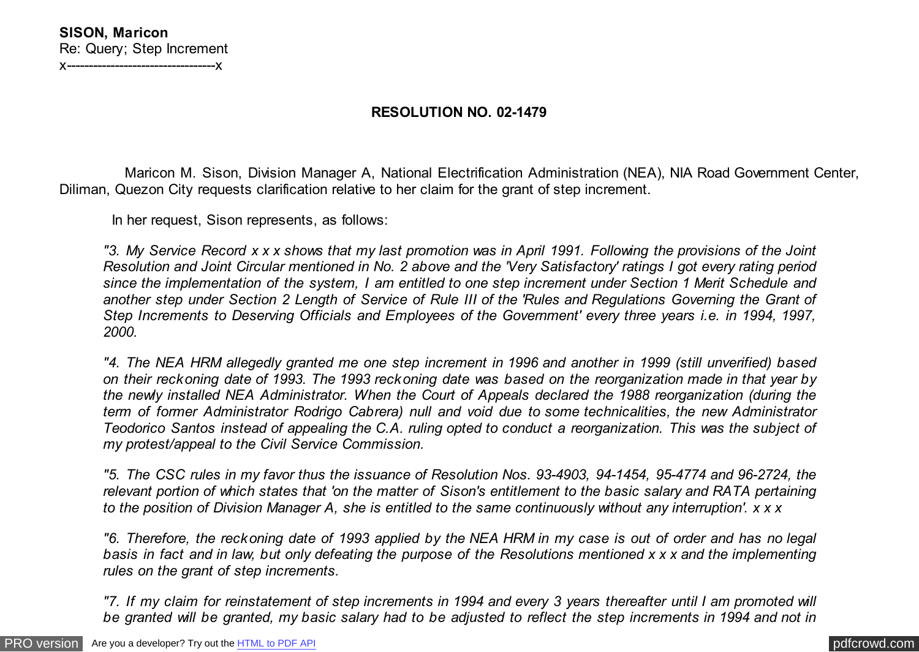**SISON, Maricon**
Re: Query; Step Increment
x----------------------------------x

## RESOLUTION NO. 02-1479

Maricon M. Sison, Division Manager A, National Electrification Administration (NEA), NIA Road Government Center, Diliman, Quezon City requests clarification relative to her claim for the grant of step increment.

In her request, Sison represents, as follows:

*"3. My Service Record x x x shows that my last promotion was in April 1991. Following the provisions of the Joint Resolution and Joint Circular mentioned in No. 2 above and the 'Very Satisfactory' ratings I got every rating period since the implementation of the system, I am entitled to one step increment under Section 1 Merit Schedule and another step under Section 2 Length of Service of Rule III of the 'Rules and Regulations Governing the Grant of Step Increments to Deserving Officials and Employees of the Government' every three years i.e. in 1994, 1997, 2000.*

*"4. The NEA HRM allegedly granted me one step increment in 1996 and another in 1999 (still unverified) based on their reckoning date of 1993. The 1993 reckoning date was based on the reorganization made in that year by the newly installed NEA Administrator. When the Court of Appeals declared the 1988 reorganization (during the term of former Administrator Rodrigo Cabrera) null and void due to some technicalities, the new Administrator Teodorico Santos instead of appealing the C.A. ruling opted to conduct a reorganization. This was the subject of my protest/appeal to the Civil Service Commission.*

*"5. The CSC rules in my favor thus the issuance of Resolution Nos. 93-4903, 94-1454, 95-4774 and 96-2724, the relevant portion of which states that 'on the matter of Sison's entitlement to the basic salary and RATA pertaining to the position of Division Manager A, she is entitled to the same continuously without any interruption'. x x x*

*"6. Therefore, the reckoning date of 1993 applied by the NEA HRM in my case is out of order and has no legal basis in fact and in law, but only defeating the purpose of the Resolutions mentioned x x x and the implementing rules on the grant of step increments.*

*"7. If my claim for reinstatement of step increments in 1994 and every 3 years thereafter until I am promoted will be granted will be granted, my basic salary had to be adjusted to reflect the step increments in 1994 and not in*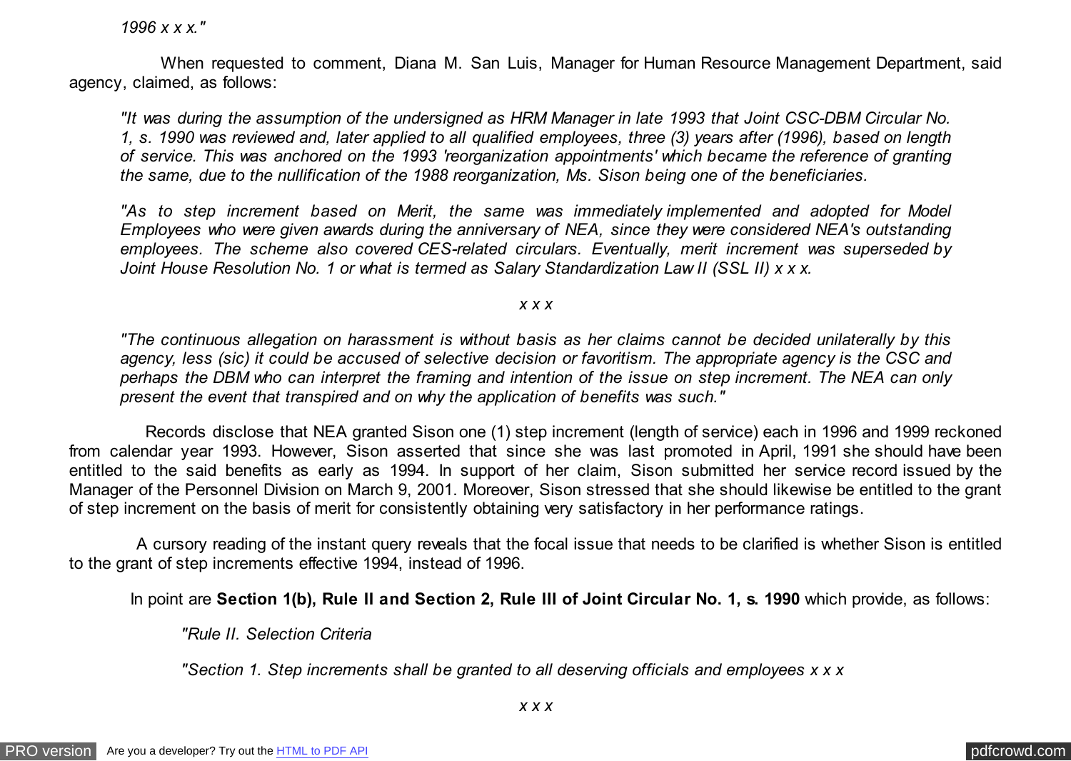*1996 x x x."*

When requested to comment, Diana M. San Luis, Manager for Human Resource Management Department, said agency, claimed, as follows:

> *"It was during the assumption of the undersigned as HRM Manager in late 1993 that Joint CSC-DBM Circular No. 1, s. 1990 was reviewed and, later applied to all qualified employees, three (3) years after (1996), based on length of service. This was anchored on the 1993 'reorganization appointments' which became the reference of granting the same, due to the nullification of the 1988 reorganization, Ms. Sison being one of the beneficiaries.*
>
> *"As to step increment based on Merit, the same was immediately implemented and adopted for Model Employees who were given awards during the anniversary of NEA, since they were considered NEA's outstanding employees. The scheme also covered CES-related circulars. Eventually, merit increment was superseded by Joint House Resolution No. 1 or what is termed as Salary Standardization Law II (SSL II) x x x.*
>
> *x x x*
>
> *"The continuous allegation on harassment is without basis as her claims cannot be decided unilaterally by this agency, less (sic) it could be accused of selective decision or favoritism. The appropriate agency is the CSC and perhaps the DBM who can interpret the framing and intention of the issue on step increment. The NEA can only present the event that transpired and on why the application of benefits was such."*

Records disclose that NEA granted Sison one (1) step increment (length of service) each in 1996 and 1999 reckoned from calendar year 1993. However, Sison asserted that since she was last promoted in April, 1991 she should have been entitled to the said benefits as early as 1994. In support of her claim, Sison submitted her service record issued by the Manager of the Personnel Division on March 9, 2001. Moreover, Sison stressed that she should likewise be entitled to the grant of step increment on the basis of merit for consistently obtaining very satisfactory in her performance ratings.

A cursory reading of the instant query reveals that the focal issue that needs to be clarified is whether Sison is entitled to the grant of step increments effective 1994, instead of 1996.

In point are **Section 1(b), Rule II and Section 2, Rule III of Joint Circular No. 1, s. 1990** which provide, as follows:

> *"Rule II. Selection Criteria*
>
> *"Section 1. Step increments shall be granted to all deserving officials and employees x x x*
>
> *x x x*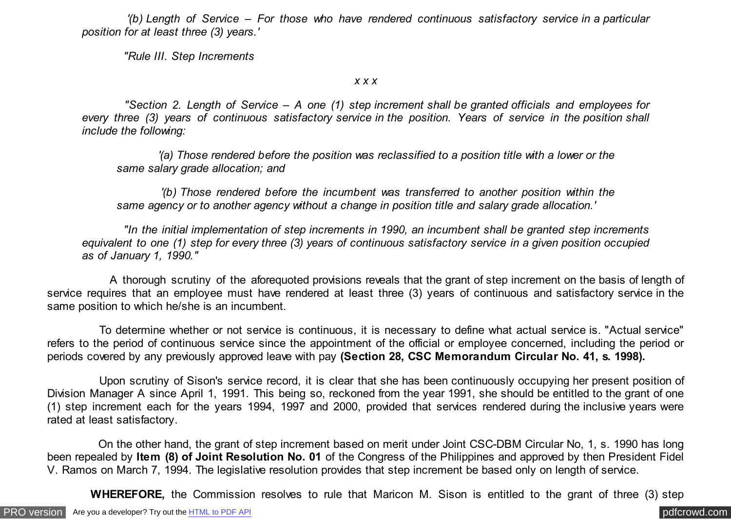*'(b) Length of Service – For those who have rendered continuous satisfactory service in a particular position for at least three (3) years.'*

*"Rule III. Step Increments*

*x x x*

*"Section 2. Length of Service – A one (1) step increment shall be granted officials and employees for every three (3) years of continuous satisfactory service in the position. Years of service in the position shall include the following:*

> *'(a) Those rendered before the position was reclassified to a position title with a lower or the same salary grade allocation; and*
>
> *'(b) Those rendered before the incumbent was transferred to another position within the same agency or to another agency without a change in position title and salary grade allocation.'*

*"In the initial implementation of step increments in 1990, an incumbent shall be granted step increments equivalent to one (1) step for every three (3) years of continuous satisfactory service in a given position occupied as of January 1, 1990."*

A thorough scrutiny of the aforequoted provisions reveals that the grant of step increment on the basis of length of service requires that an employee must have rendered at least three (3) years of continuous and satisfactory service in the same position to which he/she is an incumbent.

To determine whether or not service is continuous, it is necessary to define what actual service is. "Actual service" refers to the period of continuous service since the appointment of the official or employee concerned, including the period or periods covered by any previously approved leave with pay **(Section 28, CSC Memorandum Circular No. 41, s. 1998).**

Upon scrutiny of Sison's service record, it is clear that she has been continuously occupying her present position of Division Manager A since April 1, 1991. This being so, reckoned from the year 1991, she should be entitled to the grant of one (1) step increment each for the years 1994, 1997 and 2000, provided that services rendered during the inclusive years were rated at least satisfactory.

On the other hand, the grant of step increment based on merit under Joint CSC-DBM Circular No, 1, s. 1990 has long been repealed by **Item (8) of Joint Resolution No. 01** of the Congress of the Philippines and approved by then President Fidel V. Ramos on March 7, 1994. The legislative resolution provides that step increment be based only on length of service.

**WHEREFORE,** the Commission resolves to rule that Maricon M. Sison is entitled to the grant of three (3) step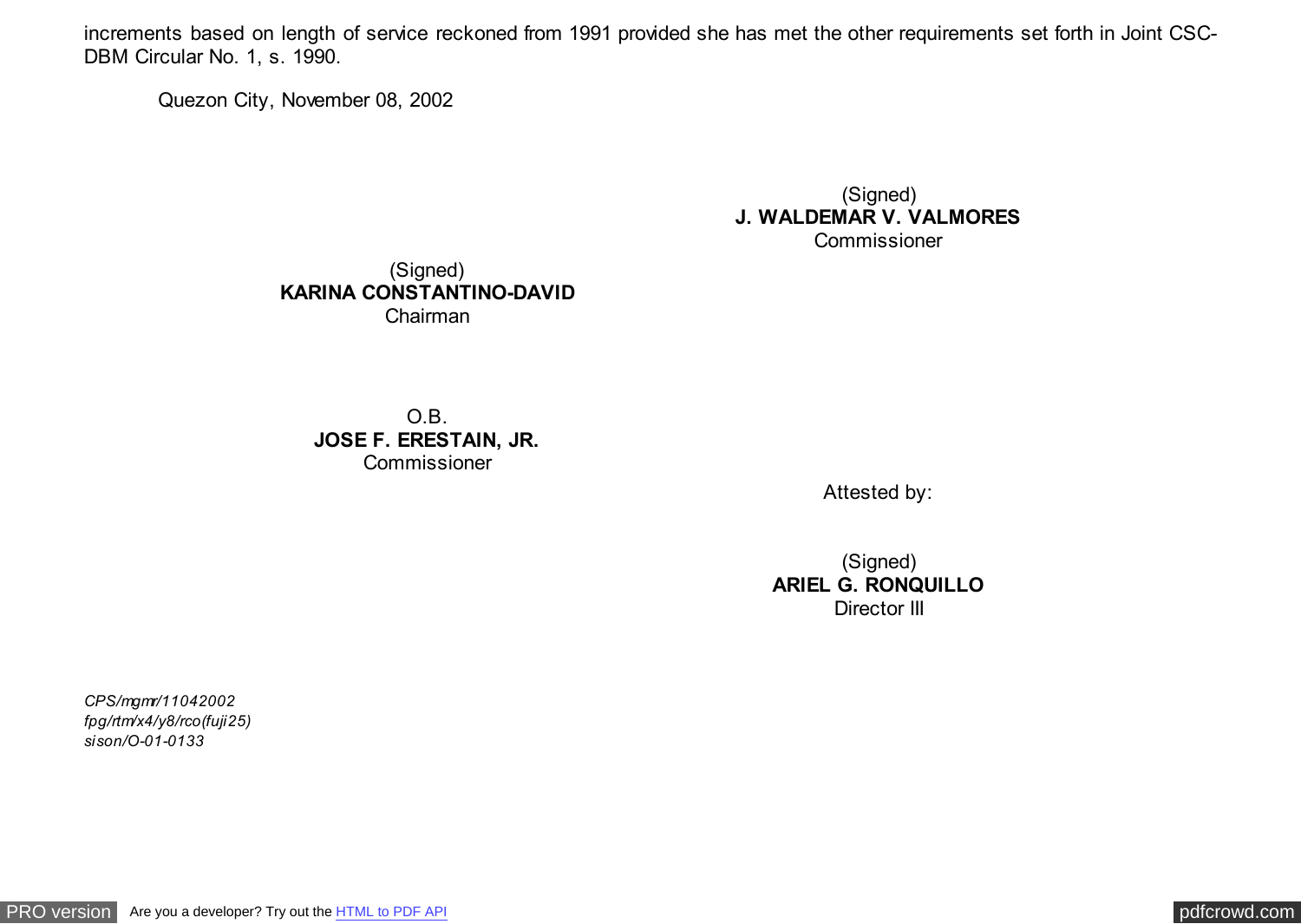increments based on length of service reckoned from 1991 provided she has met the other requirements set forth in Joint CSC-DBM Circular No. 1, s. 1990.

Quezon City, November 08, 2002

(Signed)
**J. WALDEMAR V. VALMORES**
Commissioner

(Signed)
**KARINA CONSTANTINO-DAVID**
Chairman

O.B.
**JOSE F. ERESTAIN, JR.**
Commissioner

Attested by:

(Signed)
**ARIEL G. RONQUILLO**
Director III

*CPS/mgmr/11042002*
*fpg/rtm/x4/y8/rco(fuji25)*
*sison/O-01-0133*